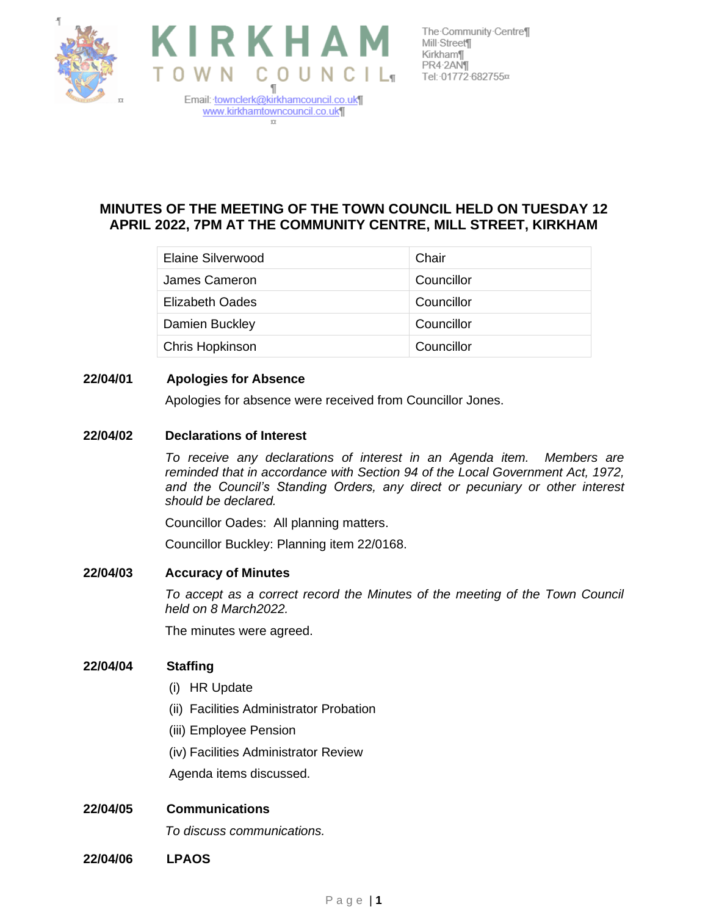KIRKHAM TOWN COUNCIL

Email: townclerk@kirkhamcouncil.co.uk
www.kirkhamtowncouncil.co.uk

The Community Centre
Mill Street
Kirkham
PR4 2AN
Tel: 01772 682755

## MINUTES OF THE MEETING OF THE TOWN COUNCIL HELD ON TUESDAY 12 APRIL 2022, 7PM AT THE COMMUNITY CENTRE, MILL STREET, KIRKHAM

| Elaine Silverwood | Chair |
|---|---|
| James Cameron | Councillor |
| Elizabeth Oades | Councillor |
| Damien Buckley | Councillor |
| Chris Hopkinson | Councillor |

**22/04/01 Apologies for Absence**

Apologies for absence were received from Councillor Jones.

**22/04/02 Declarations of Interest**

*To receive any declarations of interest in an Agenda item. Members are reminded that in accordance with Section 94 of the Local Government Act, 1972, and the Council's Standing Orders, any direct or pecuniary or other interest should be declared.*

Councillor Oades: All planning matters.

Councillor Buckley: Planning item 22/0168.

**22/04/03 Accuracy of Minutes**

*To accept as a correct record the Minutes of the meeting of the Town Council held on 8 March2022.*

The minutes were agreed.

**22/04/04 Staffing**

(i) HR Update

(ii) Facilities Administrator Probation

(iii) Employee Pension

(iv) Facilities Administrator Review

Agenda items discussed.

**22/04/05 Communications**

*To discuss communications.*

**22/04/06 LPAOS**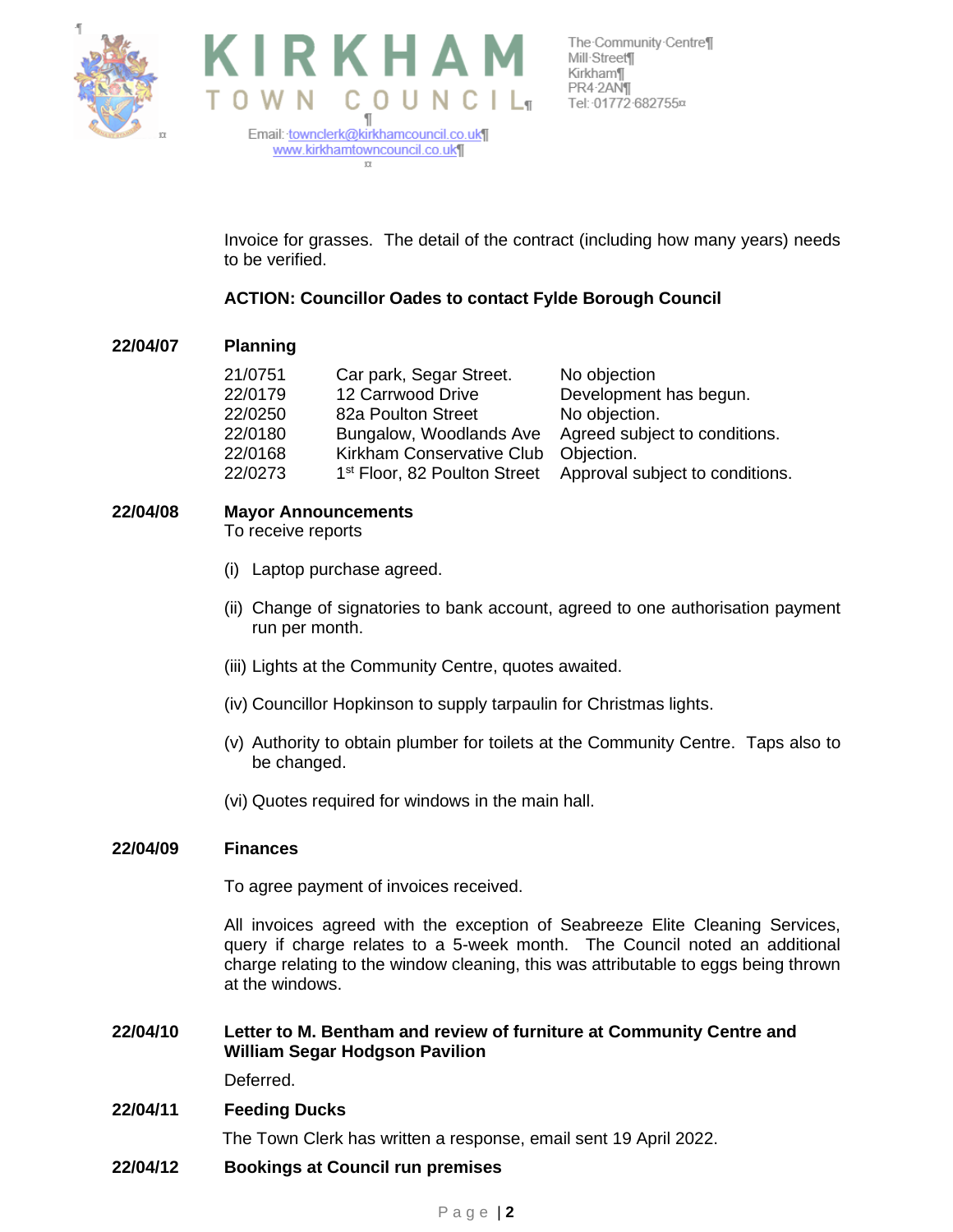Invoice for grasses. The detail of the contract (including how many years) needs to be verified.

**ACTION: Councillor Oades to contact Fylde Borough Council**

**22/04/07 Planning**

| | | |
|---|---|---|
| 21/0751 | Car park, Segar Street. | No objection |
| 22/0179 | 12 Carrwood Drive | Development has begun. |
| 22/0250 | 82a Poulton Street | No objection. |
| 22/0180 | Bungalow, Woodlands Ave | Agreed subject to conditions. |
| 22/0168 | Kirkham Conservative Club | Objection. |
| 22/0273 | 1st Floor, 82 Poulton Street | Approval subject to conditions. |

**22/04/08 Mayor Announcements**

To receive reports

(i) Laptop purchase agreed.

(ii) Change of signatories to bank account, agreed to one authorisation payment run per month.

(iii) Lights at the Community Centre, quotes awaited.

(iv) Councillor Hopkinson to supply tarpaulin for Christmas lights.

(v) Authority to obtain plumber for toilets at the Community Centre. Taps also to be changed.

(vi) Quotes required for windows in the main hall.

**22/04/09 Finances**

To agree payment of invoices received.

All invoices agreed with the exception of Seabreeze Elite Cleaning Services, query if charge relates to a 5-week month. The Council noted an additional charge relating to the window cleaning, this was attributable to eggs being thrown at the windows.

**22/04/10 Letter to M. Bentham and review of furniture at Community Centre and William Segar Hodgson Pavilion**

Deferred.

**22/04/11 Feeding Ducks**

The Town Clerk has written a response, email sent 19 April 2022.

**22/04/12 Bookings at Council run premises**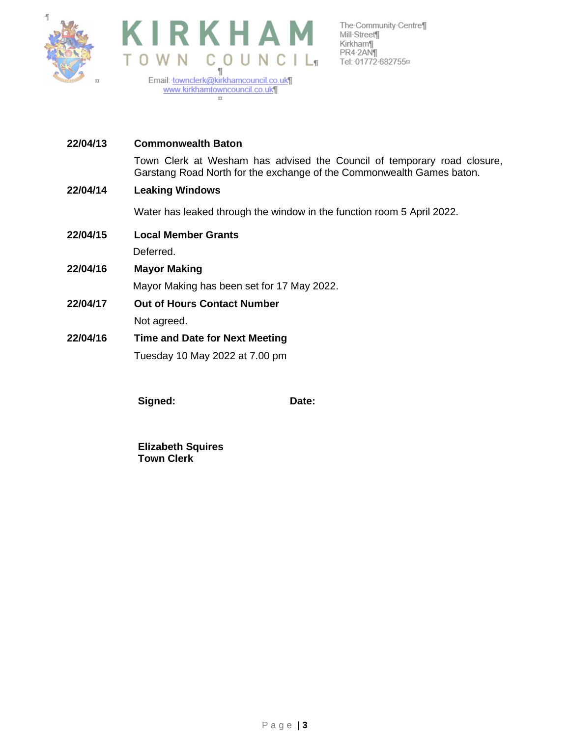KIRKHAM TOWN COUNCIL

The Community Centre
Mill Street
Kirkham
PR4 2AN
Tel: 01772 682755

Email: townclerk@kirkhamcouncil.co.uk
www.kirkhamtowncouncil.co.uk

**22/04/13 Commonwealth Baton**

Town Clerk at Wesham has advised the Council of temporary road closure, Garstang Road North for the exchange of the Commonwealth Games baton.

**22/04/14 Leaking Windows**

Water has leaked through the window in the function room 5 April 2022.

**22/04/15 Local Member Grants**

Deferred.

**22/04/16 Mayor Making**

Mayor Making has been set for 17 May 2022.

**22/04/17 Out of Hours Contact Number**

Not agreed.

**22/04/16 Time and Date for Next Meeting**

Tuesday 10 May 2022 at 7.00 pm

**Signed:** **Date:**

**Elizabeth Squires**
**Town Clerk**